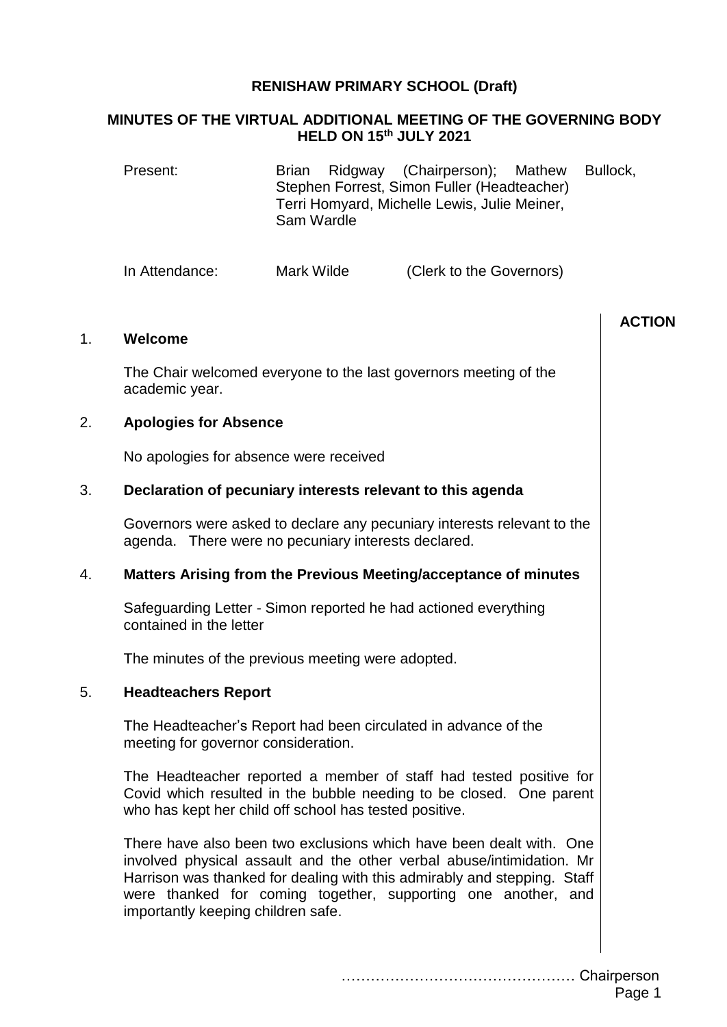# RENISHAW PRIMARY SCHOOL (Draft)

## MINUTES OF THE VIRTUAL ADDITIONAL MEETING OF THE GOVERNING BODY HELD ON 15th JULY 2021

Present: Brian Ridgway (Chairperson); Mathew Bullock, Stephen Forrest, Simon Fuller (Headteacher) Terri Homyard, Michelle Lewis, Julie Meiner, Sam Wardle

In Attendance: Mark Wilde (Clerk to the Governors)

**ACTION**

1. **Welcome**

   The Chair welcomed everyone to the last governors meeting of the academic year.

2. **Apologies for Absence**

   No apologies for absence were received

3. **Declaration of pecuniary interests relevant to this agenda**

   Governors were asked to declare any pecuniary interests relevant to the agenda. There were no pecuniary interests declared.

4. **Matters Arising from the Previous Meeting/acceptance of minutes**

   Safeguarding Letter - Simon reported he had actioned everything contained in the letter

   The minutes of the previous meeting were adopted.

5. **Headteachers Report**

   The Headteacher's Report had been circulated in advance of the meeting for governor consideration.

   The Headteacher reported a member of staff had tested positive for Covid which resulted in the bubble needing to be closed. One parent who has kept her child off school has tested positive.

   There have also been two exclusions which have been dealt with. One involved physical assault and the other verbal abuse/intimidation. Mr Harrison was thanked for dealing with this admirably and stepping. Staff were thanked for coming together, supporting one another, and importantly keeping children safe.

………………………………………… Chairperson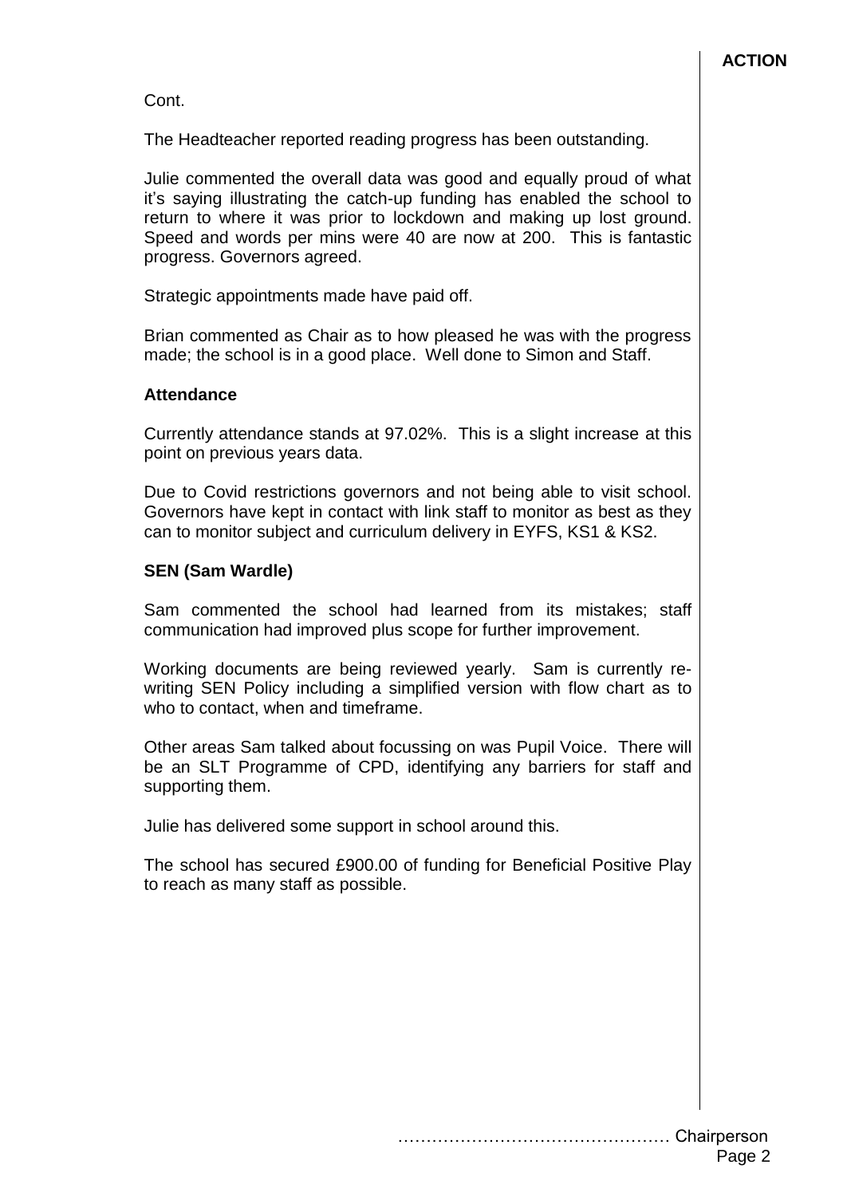**ACTION**

Cont.

The Headteacher reported reading progress has been outstanding.

Julie commented the overall data was good and equally proud of what it's saying illustrating the catch-up funding has enabled the school to return to where it was prior to lockdown and making up lost ground. Speed and words per mins were 40 are now at 200. This is fantastic progress. Governors agreed.

Strategic appointments made have paid off.

Brian commented as Chair as to how pleased he was with the progress made; the school is in a good place. Well done to Simon and Staff.

**Attendance**

Currently attendance stands at 97.02%. This is a slight increase at this point on previous years data.

Due to Covid restrictions governors and not being able to visit school. Governors have kept in contact with link staff to monitor as best as they can to monitor subject and curriculum delivery in EYFS, KS1 & KS2.

**SEN (Sam Wardle)**

Sam commented the school had learned from its mistakes; staff communication had improved plus scope for further improvement.

Working documents are being reviewed yearly. Sam is currently re-writing SEN Policy including a simplified version with flow chart as to who to contact, when and timeframe.

Other areas Sam talked about focussing on was Pupil Voice. There will be an SLT Programme of CPD, identifying any barriers for staff and supporting them.

Julie has delivered some support in school around this.

The school has secured £900.00 of funding for Beneficial Positive Play to reach as many staff as possible.

………………………………………… Chairperson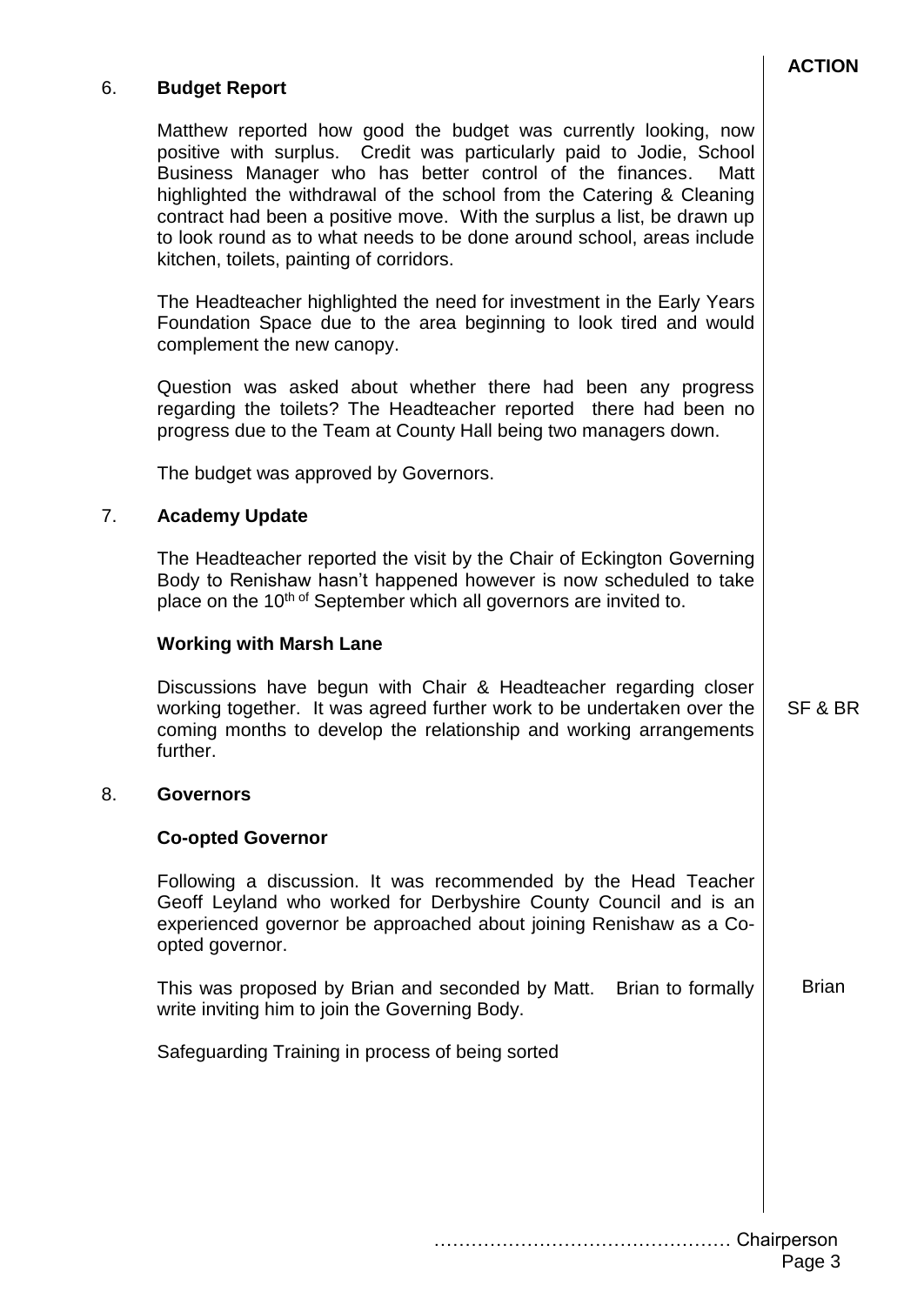**ACTION**

## 6. Budget Report

Matthew reported how good the budget was currently looking, now positive with surplus. Credit was particularly paid to Jodie, School Business Manager who has better control of the finances. Matt highlighted the withdrawal of the school from the Catering & Cleaning contract had been a positive move. With the surplus a list, be drawn up to look round as to what needs to be done around school, areas include kitchen, toilets, painting of corridors.

The Headteacher highlighted the need for investment in the Early Years Foundation Space due to the area beginning to look tired and would complement the new canopy.

Question was asked about whether there had been any progress regarding the toilets? The Headteacher reported there had been no progress due to the Team at County Hall being two managers down.

The budget was approved by Governors.

## 7. Academy Update

The Headteacher reported the visit by the Chair of Eckington Governing Body to Renishaw hasn't happened however is now scheduled to take place on the 10th of September which all governors are invited to.

### Working with Marsh Lane

Discussions have begun with Chair & Headteacher regarding closer working together. It was agreed further work to be undertaken over the coming months to develop the relationship and working arrangements further. — **Action: SF & BR**

## 8. Governors

### Co-opted Governor

Following a discussion. It was recommended by the Head Teacher Geoff Leyland who worked for Derbyshire County Council and is an experienced governor be approached about joining Renishaw as a Co-opted governor.

This was proposed by Brian and seconded by Matt. Brian to formally write inviting him to join the Governing Body. — **Action: Brian**

Safeguarding Training in process of being sorted

………………………………………… Chairperson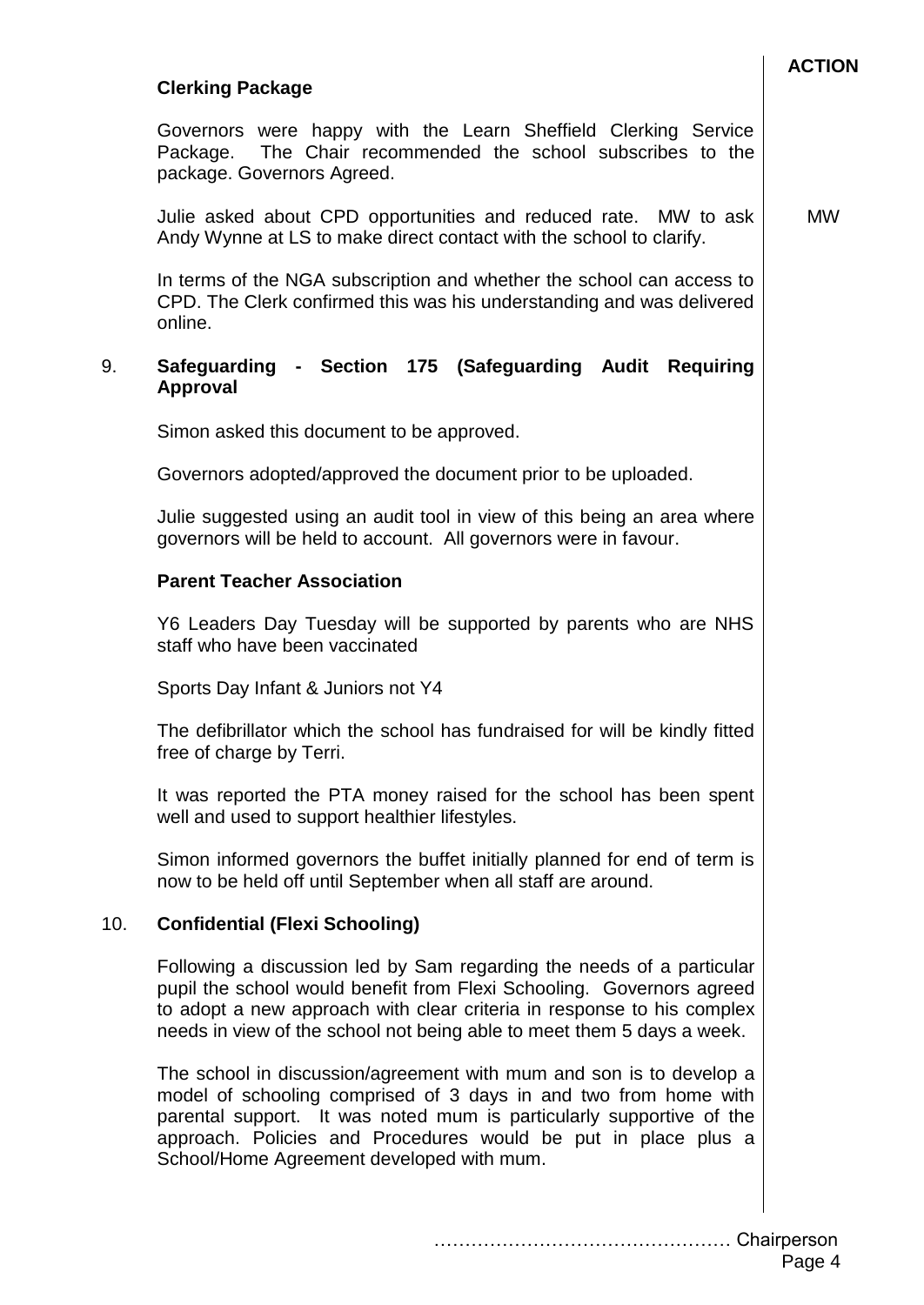**ACTION**

**Clerking Package**

Governors were happy with the Learn Sheffield Clerking Service Package. The Chair recommended the school subscribes to the package. Governors Agreed.

Julie asked about CPD opportunities and reduced rate. MW to ask Andy Wynne at LS to make direct contact with the school to clarify. — **MW**

In terms of the NGA subscription and whether the school can access to CPD. The Clerk confirmed this was his understanding and was delivered online.

9. **Safeguarding - Section 175 (Safeguarding Audit Requiring Approval**

Simon asked this document to be approved.

Governors adopted/approved the document prior to be uploaded.

Julie suggested using an audit tool in view of this being an area where governors will be held to account. All governors were in favour.

**Parent Teacher Association**

Y6 Leaders Day Tuesday will be supported by parents who are NHS staff who have been vaccinated

Sports Day Infant & Juniors not Y4

The defibrillator which the school has fundraised for will be kindly fitted free of charge by Terri.

It was reported the PTA money raised for the school has been spent well and used to support healthier lifestyles.

Simon informed governors the buffet initially planned for end of term is now to be held off until September when all staff are around.

10. **Confidential (Flexi Schooling)**

Following a discussion led by Sam regarding the needs of a particular pupil the school would benefit from Flexi Schooling. Governors agreed to adopt a new approach with clear criteria in response to his complex needs in view of the school not being able to meet them 5 days a week.

The school in discussion/agreement with mum and son is to develop a model of schooling comprised of 3 days in and two from home with parental support. It was noted mum is particularly supportive of the approach. Policies and Procedures would be put in place plus a School/Home Agreement developed with mum.

………………………………………… Chairperson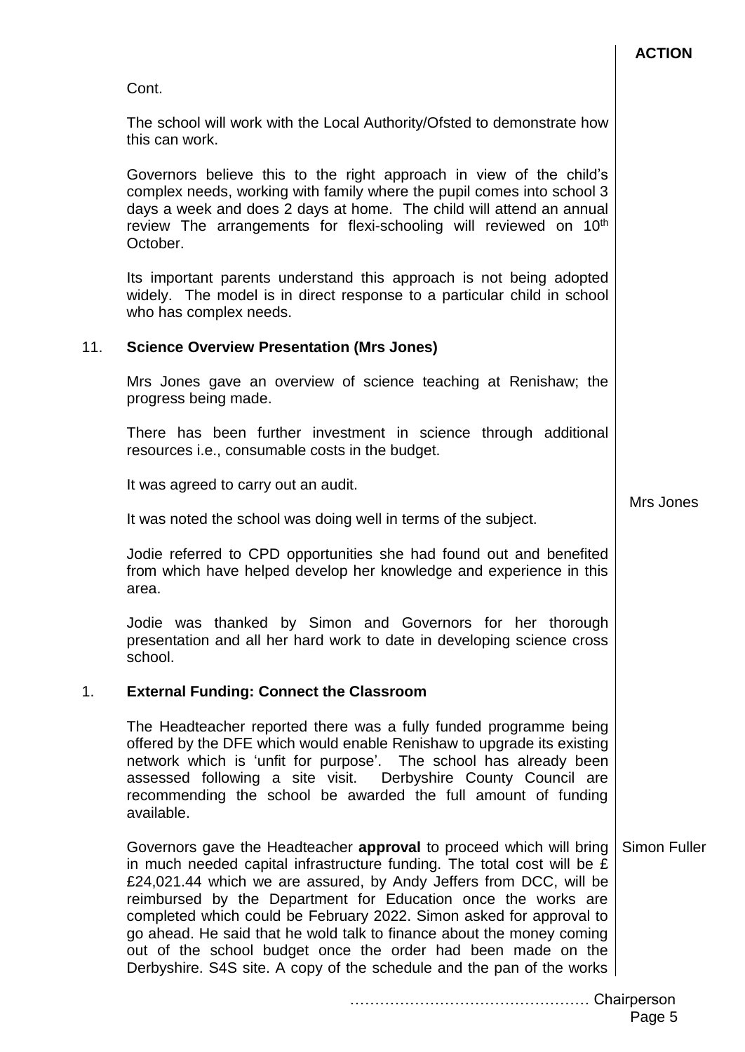| | | **ACTION** |
|---|---|---|
| | Cont. | |
| | The school will work with the Local Authority/Ofsted to demonstrate how this can work. | |
| | Governors believe this to the right approach in view of the child's complex needs, working with family where the pupil comes into school 3 days a week and does 2 days at home. The child will attend an annual review The arrangements for flexi-schooling will reviewed on 10th October. | |
| | Its important parents understand this approach is not being adopted widely. The model is in direct response to a particular child in school who has complex needs. | |
| 11. | **Science Overview Presentation (Mrs Jones)** | |
| | Mrs Jones gave an overview of science teaching at Renishaw; the progress being made. | |
| | There has been further investment in science through additional resources i.e., consumable costs in the budget. | |
| | It was agreed to carry out an audit. | Mrs Jones |
| | It was noted the school was doing well in terms of the subject. | |
| | Jodie referred to CPD opportunities she had found out and benefited from which have helped develop her knowledge and experience in this area. | |
| | Jodie was thanked by Simon and Governors for her thorough presentation and all her hard work to date in developing science cross school. | |
| 1. | **External Funding: Connect the Classroom** | |
| | The Headteacher reported there was a fully funded programme being offered by the DFE which would enable Renishaw to upgrade its existing network which is 'unfit for purpose'. The school has already been assessed following a site visit. Derbyshire County Council are recommending the school be awarded the full amount of funding available. | |
| | Governors gave the Headteacher **approval** to proceed which will bring in much needed capital infrastructure funding. The total cost will be £ £24,021.44 which we are assured, by Andy Jeffers from DCC, will be reimbursed by the Department for Education once the works are completed which could be February 2022. Simon asked for approval to go ahead. He said that he wold talk to finance about the money coming out of the school budget once the order had been made on the Derbyshire. S4S site. A copy of the schedule and the pan of the works | Simon Fuller |

………………………………………… Chairperson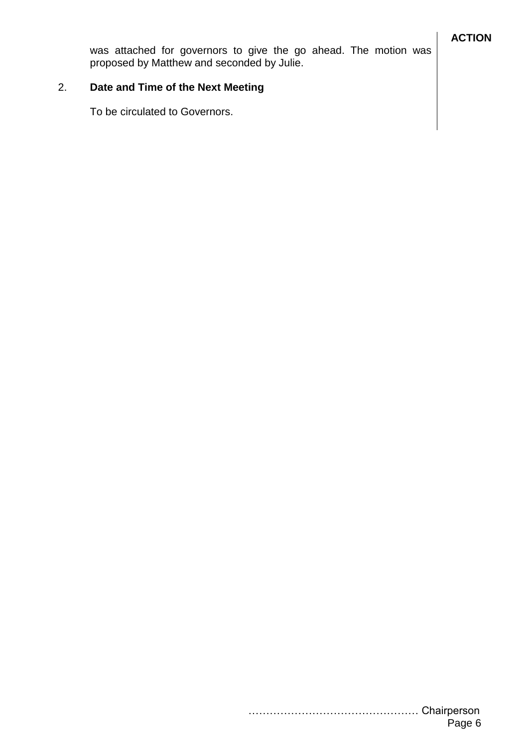**ACTION**

was attached for governors to give the go ahead. The motion was proposed by Matthew and seconded by Julie.

2. **Date and Time of the Next Meeting**

To be circulated to Governors.

………………………………………… Chairperson